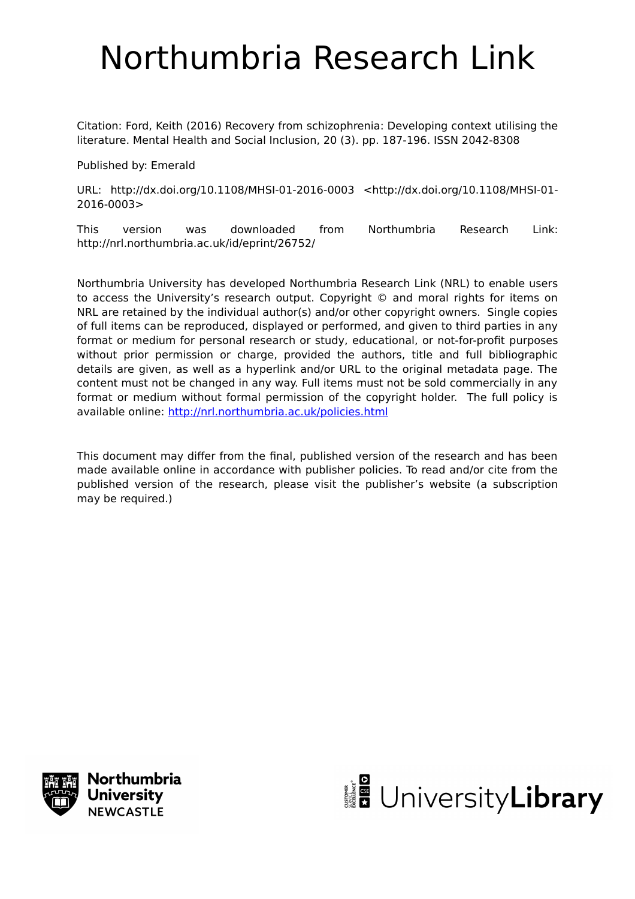# Northumbria Research Link

Citation: Ford, Keith (2016) Recovery from schizophrenia: Developing context utilising the literature. Mental Health and Social Inclusion, 20 (3). pp. 187-196. ISSN 2042-8308

Published by: Emerald

URL: http://dx.doi.org/10.1108/MHSI-01-2016-0003 <http://dx.doi.org/10.1108/MHSI-01-2016-0003>

This version was downloaded from Northumbria Research Link: http://nrl.northumbria.ac.uk/id/eprint/26752/

Northumbria University has developed Northumbria Research Link (NRL) to enable users to access the University's research output. Copyright © and moral rights for items on NRL are retained by the individual author(s) and/or other copyright owners. Single copies of full items can be reproduced, displayed or performed, and given to third parties in any format or medium for personal research or study, educational, or not-for-profit purposes without prior permission or charge, provided the authors, title and full bibliographic details are given, as well as a hyperlink and/or URL to the original metadata page. The content must not be changed in any way. Full items must not be sold commercially in any format or medium without formal permission of the copyright holder. The full policy is available online: http://nrl.northumbria.ac.uk/policies.html

This document may differ from the final, published version of the research and has been made available online in accordance with publisher policies. To read and/or cite from the published version of the research, please visit the publisher's website (a subscription may be required.)

Northumbria University NEWCASTLE

UniversityLibrary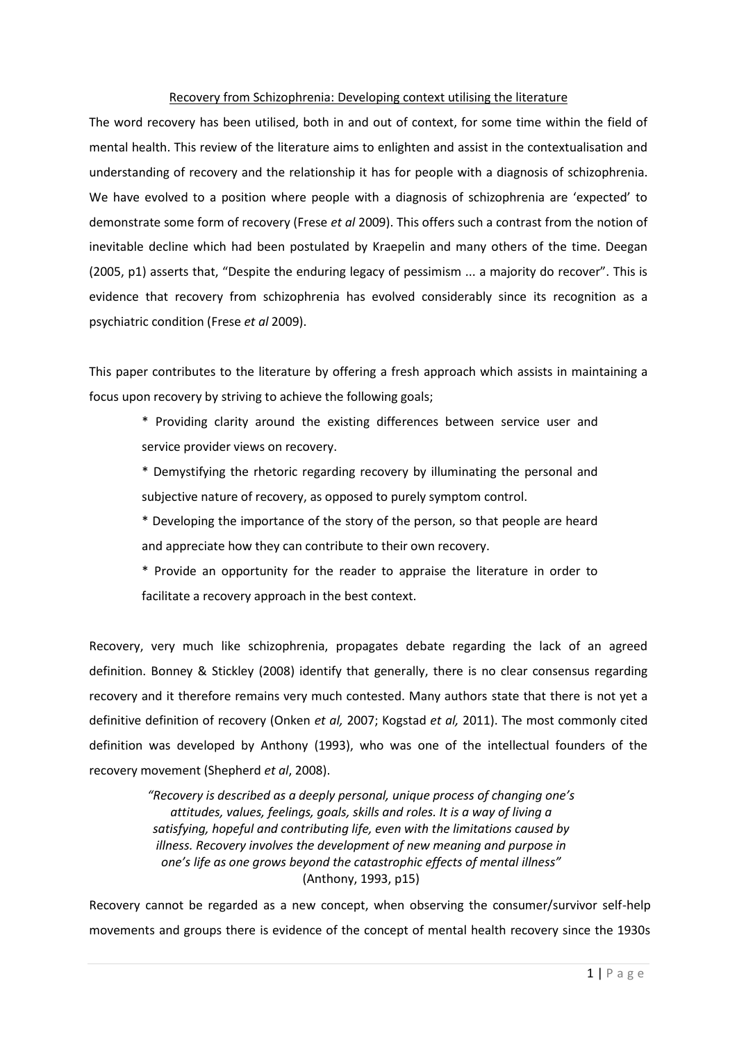Recovery from Schizophrenia: Developing context utilising the literature

The word recovery has been utilised, both in and out of context, for some time within the field of mental health. This review of the literature aims to enlighten and assist in the contextualisation and understanding of recovery and the relationship it has for people with a diagnosis of schizophrenia. We have evolved to a position where people with a diagnosis of schizophrenia are 'expected' to demonstrate some form of recovery (Frese *et al* 2009). This offers such a contrast from the notion of inevitable decline which had been postulated by Kraepelin and many others of the time. Deegan (2005, p1) asserts that, "Despite the enduring legacy of pessimism ... a majority do recover". This is evidence that recovery from schizophrenia has evolved considerably since its recognition as a psychiatric condition (Frese *et al* 2009).

This paper contributes to the literature by offering a fresh approach which assists in maintaining a focus upon recovery by striving to achieve the following goals;

* Providing clarity around the existing differences between service user and service provider views on recovery.
* Demystifying the rhetoric regarding recovery by illuminating the personal and subjective nature of recovery, as opposed to purely symptom control.
* Developing the importance of the story of the person, so that people are heard and appreciate how they can contribute to their own recovery.
* Provide an opportunity for the reader to appraise the literature in order to facilitate a recovery approach in the best context.

Recovery, very much like schizophrenia, propagates debate regarding the lack of an agreed definition. Bonney & Stickley (2008) identify that generally, there is no clear consensus regarding recovery and it therefore remains very much contested. Many authors state that there is not yet a definitive definition of recovery (Onken *et al,* 2007; Kogstad *et al,* 2011). The most commonly cited definition was developed by Anthony (1993), who was one of the intellectual founders of the recovery movement (Shepherd *et al*, 2008).

> *"Recovery is described as a deeply personal, unique process of changing one's attitudes, values, feelings, goals, skills and roles. It is a way of living a satisfying, hopeful and contributing life, even with the limitations caused by illness. Recovery involves the development of new meaning and purpose in one's life as one grows beyond the catastrophic effects of mental illness"*
> (Anthony, 1993, p15)

Recovery cannot be regarded as a new concept, when observing the consumer/survivor self-help movements and groups there is evidence of the concept of mental health recovery since the 1930s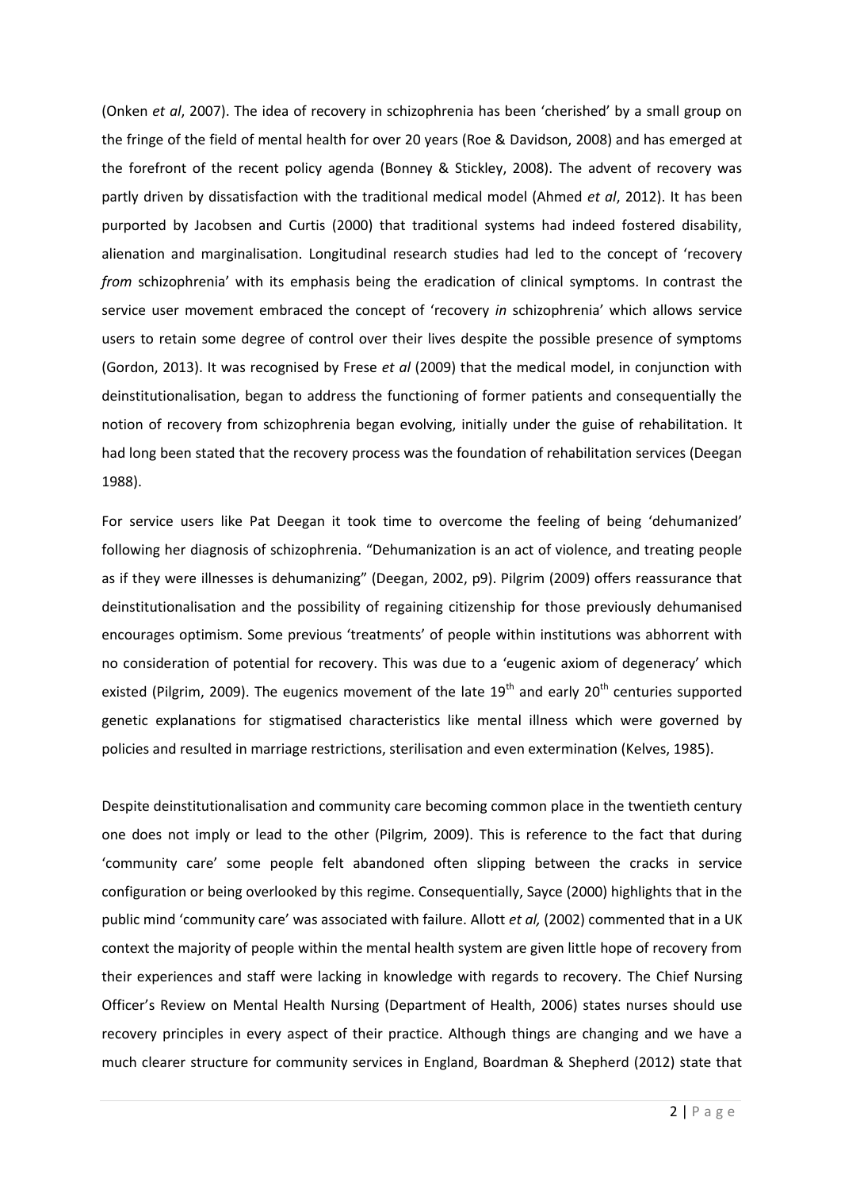(Onken *et al*, 2007). The idea of recovery in schizophrenia has been 'cherished' by a small group on the fringe of the field of mental health for over 20 years (Roe & Davidson, 2008) and has emerged at the forefront of the recent policy agenda (Bonney & Stickley, 2008). The advent of recovery was partly driven by dissatisfaction with the traditional medical model (Ahmed *et al*, 2012). It has been purported by Jacobsen and Curtis (2000) that traditional systems had indeed fostered disability, alienation and marginalisation. Longitudinal research studies had led to the concept of 'recovery *from* schizophrenia' with its emphasis being the eradication of clinical symptoms. In contrast the service user movement embraced the concept of 'recovery *in* schizophrenia' which allows service users to retain some degree of control over their lives despite the possible presence of symptoms (Gordon, 2013). It was recognised by Frese *et al* (2009) that the medical model, in conjunction with deinstitutionalisation, began to address the functioning of former patients and consequentially the notion of recovery from schizophrenia began evolving, initially under the guise of rehabilitation. It had long been stated that the recovery process was the foundation of rehabilitation services (Deegan 1988).

For service users like Pat Deegan it took time to overcome the feeling of being 'dehumanized' following her diagnosis of schizophrenia. "Dehumanization is an act of violence, and treating people as if they were illnesses is dehumanizing" (Deegan, 2002, p9). Pilgrim (2009) offers reassurance that deinstitutionalisation and the possibility of regaining citizenship for those previously dehumanised encourages optimism. Some previous 'treatments' of people within institutions was abhorrent with no consideration of potential for recovery. This was due to a 'eugenic axiom of degeneracy' which existed (Pilgrim, 2009). The eugenics movement of the late 19th and early 20th centuries supported genetic explanations for stigmatised characteristics like mental illness which were governed by policies and resulted in marriage restrictions, sterilisation and even extermination (Kelves, 1985).

Despite deinstitutionalisation and community care becoming common place in the twentieth century one does not imply or lead to the other (Pilgrim, 2009). This is reference to the fact that during 'community care' some people felt abandoned often slipping between the cracks in service configuration or being overlooked by this regime. Consequentially, Sayce (2000) highlights that in the public mind 'community care' was associated with failure. Allott *et al,* (2002) commented that in a UK context the majority of people within the mental health system are given little hope of recovery from their experiences and staff were lacking in knowledge with regards to recovery. The Chief Nursing Officer's Review on Mental Health Nursing (Department of Health, 2006) states nurses should use recovery principles in every aspect of their practice. Although things are changing and we have a much clearer structure for community services in England, Boardman & Shepherd (2012) state that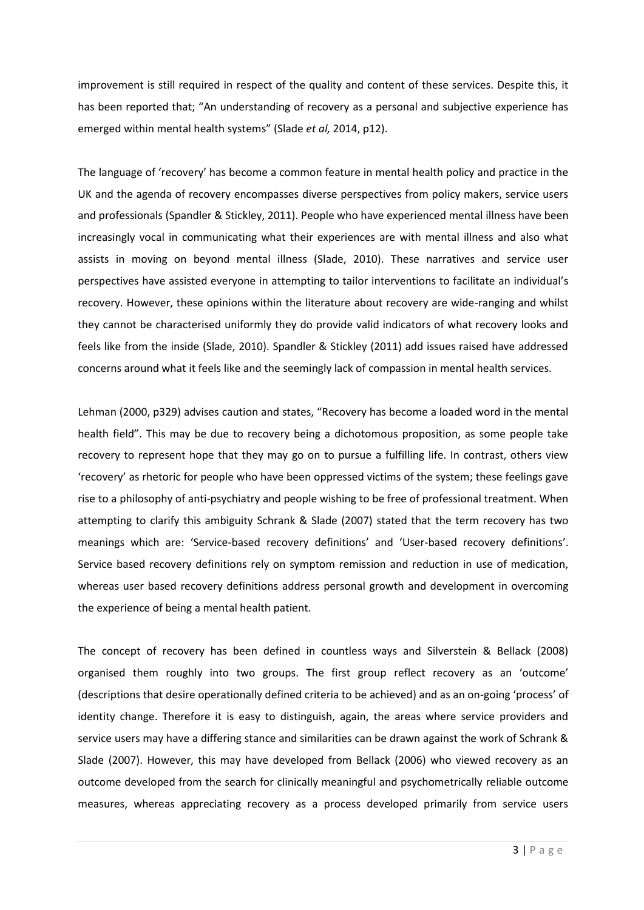improvement is still required in respect of the quality and content of these services. Despite this, it has been reported that; "An understanding of recovery as a personal and subjective experience has emerged within mental health systems" (Slade *et al,* 2014, p12).

The language of 'recovery' has become a common feature in mental health policy and practice in the UK and the agenda of recovery encompasses diverse perspectives from policy makers, service users and professionals (Spandler & Stickley, 2011). People who have experienced mental illness have been increasingly vocal in communicating what their experiences are with mental illness and also what assists in moving on beyond mental illness (Slade, 2010). These narratives and service user perspectives have assisted everyone in attempting to tailor interventions to facilitate an individual's recovery. However, these opinions within the literature about recovery are wide-ranging and whilst they cannot be characterised uniformly they do provide valid indicators of what recovery looks and feels like from the inside (Slade, 2010). Spandler & Stickley (2011) add issues raised have addressed concerns around what it feels like and the seemingly lack of compassion in mental health services.

Lehman (2000, p329) advises caution and states, "Recovery has become a loaded word in the mental health field". This may be due to recovery being a dichotomous proposition, as some people take recovery to represent hope that they may go on to pursue a fulfilling life. In contrast, others view 'recovery' as rhetoric for people who have been oppressed victims of the system; these feelings gave rise to a philosophy of anti-psychiatry and people wishing to be free of professional treatment. When attempting to clarify this ambiguity Schrank & Slade (2007) stated that the term recovery has two meanings which are: 'Service-based recovery definitions' and 'User-based recovery definitions'. Service based recovery definitions rely on symptom remission and reduction in use of medication, whereas user based recovery definitions address personal growth and development in overcoming the experience of being a mental health patient.

The concept of recovery has been defined in countless ways and Silverstein & Bellack (2008) organised them roughly into two groups. The first group reflect recovery as an 'outcome' (descriptions that desire operationally defined criteria to be achieved) and as an on-going 'process' of identity change. Therefore it is easy to distinguish, again, the areas where service providers and service users may have a differing stance and similarities can be drawn against the work of Schrank & Slade (2007). However, this may have developed from Bellack (2006) who viewed recovery as an outcome developed from the search for clinically meaningful and psychometrically reliable outcome measures, whereas appreciating recovery as a process developed primarily from service users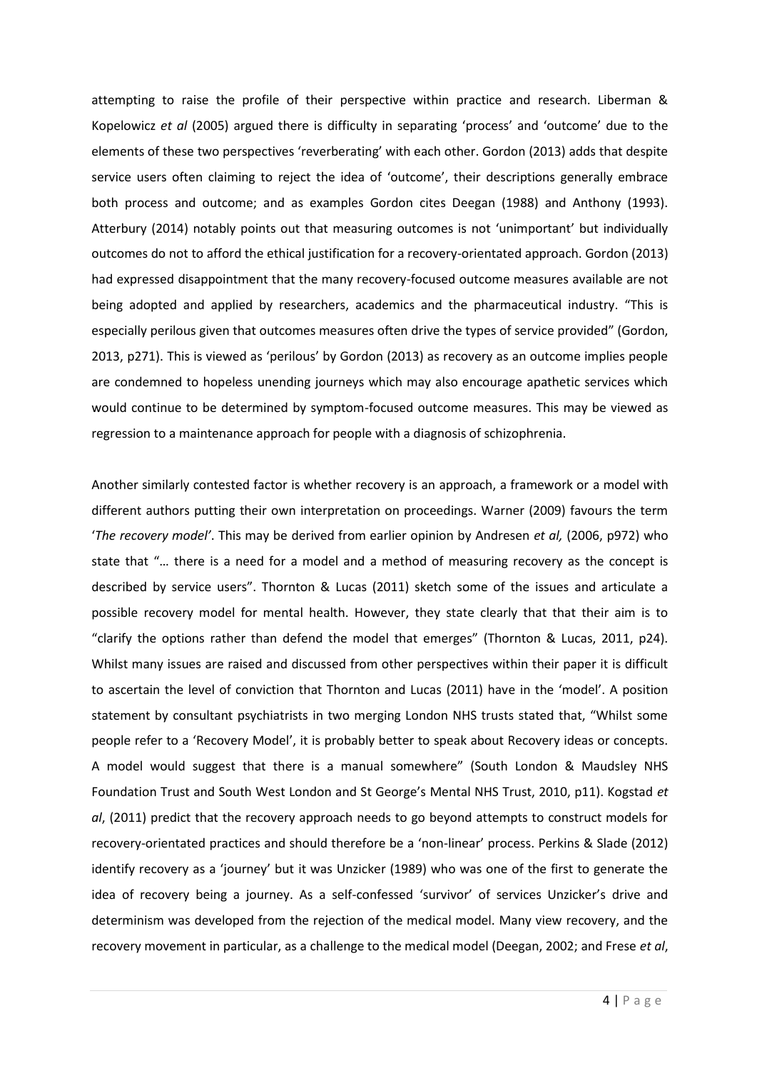attempting to raise the profile of their perspective within practice and research. Liberman & Kopelowicz *et al* (2005) argued there is difficulty in separating 'process' and 'outcome' due to the elements of these two perspectives 'reverberating' with each other. Gordon (2013) adds that despite service users often claiming to reject the idea of 'outcome', their descriptions generally embrace both process and outcome; and as examples Gordon cites Deegan (1988) and Anthony (1993). Atterbury (2014) notably points out that measuring outcomes is not 'unimportant' but individually outcomes do not to afford the ethical justification for a recovery-orientated approach. Gordon (2013) had expressed disappointment that the many recovery-focused outcome measures available are not being adopted and applied by researchers, academics and the pharmaceutical industry. "This is especially perilous given that outcomes measures often drive the types of service provided" (Gordon, 2013, p271). This is viewed as 'perilous' by Gordon (2013) as recovery as an outcome implies people are condemned to hopeless unending journeys which may also encourage apathetic services which would continue to be determined by symptom-focused outcome measures. This may be viewed as regression to a maintenance approach for people with a diagnosis of schizophrenia.

Another similarly contested factor is whether recovery is an approach, a framework or a model with different authors putting their own interpretation on proceedings. Warner (2009) favours the term '*The recovery model'*. This may be derived from earlier opinion by Andresen *et al,* (2006, p972) who state that "… there is a need for a model and a method of measuring recovery as the concept is described by service users". Thornton & Lucas (2011) sketch some of the issues and articulate a possible recovery model for mental health. However, they state clearly that that their aim is to "clarify the options rather than defend the model that emerges" (Thornton & Lucas, 2011, p24). Whilst many issues are raised and discussed from other perspectives within their paper it is difficult to ascertain the level of conviction that Thornton and Lucas (2011) have in the 'model'. A position statement by consultant psychiatrists in two merging London NHS trusts stated that, "Whilst some people refer to a 'Recovery Model', it is probably better to speak about Recovery ideas or concepts. A model would suggest that there is a manual somewhere" (South London & Maudsley NHS Foundation Trust and South West London and St George's Mental NHS Trust, 2010, p11). Kogstad *et al*, (2011) predict that the recovery approach needs to go beyond attempts to construct models for recovery-orientated practices and should therefore be a 'non-linear' process. Perkins & Slade (2012) identify recovery as a 'journey' but it was Unzicker (1989) who was one of the first to generate the idea of recovery being a journey. As a self-confessed 'survivor' of services Unzicker's drive and determinism was developed from the rejection of the medical model. Many view recovery, and the recovery movement in particular, as a challenge to the medical model (Deegan, 2002; and Frese *et al*,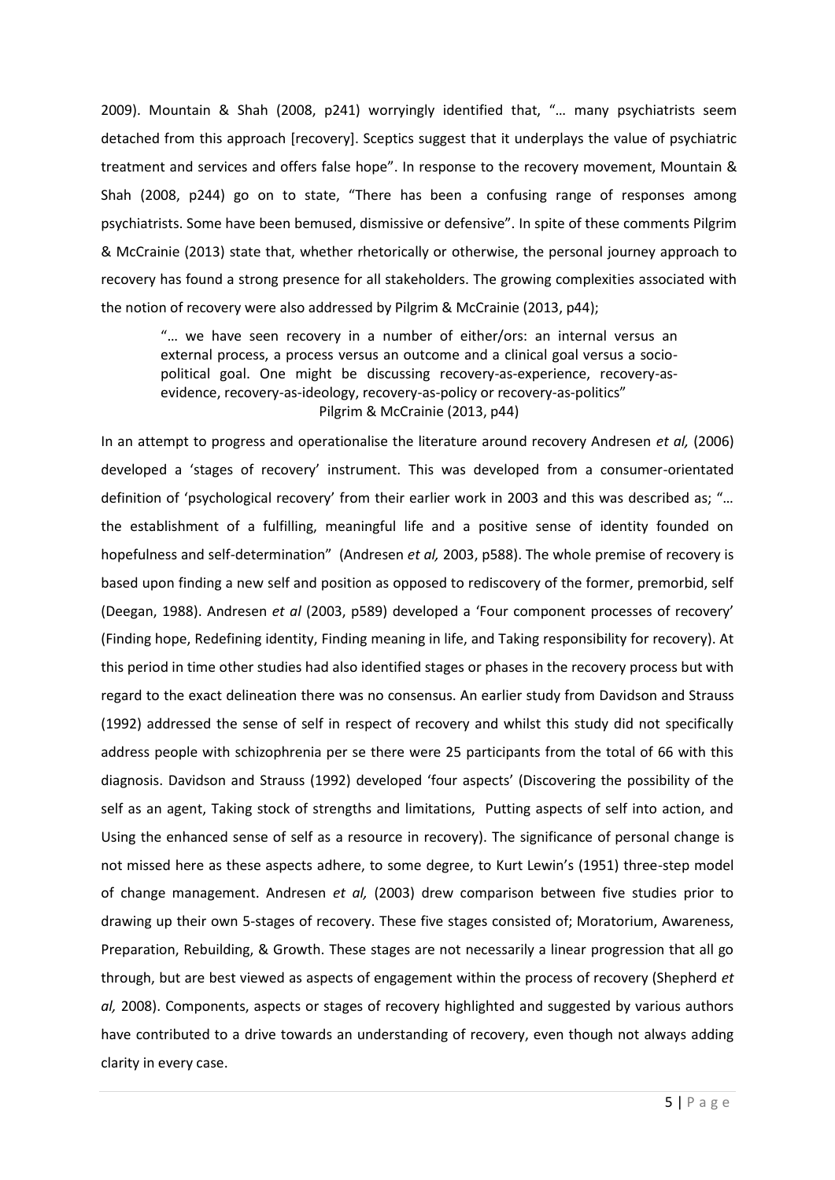2009). Mountain & Shah (2008, p241) worryingly identified that, "… many psychiatrists seem detached from this approach [recovery]. Sceptics suggest that it underplays the value of psychiatric treatment and services and offers false hope". In response to the recovery movement, Mountain & Shah (2008, p244) go on to state, "There has been a confusing range of responses among psychiatrists. Some have been bemused, dismissive or defensive". In spite of these comments Pilgrim & McCrainie (2013) state that, whether rhetorically or otherwise, the personal journey approach to recovery has found a strong presence for all stakeholders. The growing complexities associated with the notion of recovery were also addressed by Pilgrim & McCrainie (2013, p44);

> "… we have seen recovery in a number of either/ors: an internal versus an external process, a process versus an outcome and a clinical goal versus a socio-political goal. One might be discussing recovery-as-experience, recovery-as-evidence, recovery-as-ideology, recovery-as-policy or recovery-as-politics"
> Pilgrim & McCrainie (2013, p44)

In an attempt to progress and operationalise the literature around recovery Andresen *et al,* (2006) developed a 'stages of recovery' instrument. This was developed from a consumer-orientated definition of 'psychological recovery' from their earlier work in 2003 and this was described as; "… the establishment of a fulfilling, meaningful life and a positive sense of identity founded on hopefulness and self-determination" (Andresen *et al,* 2003, p588). The whole premise of recovery is based upon finding a new self and position as opposed to rediscovery of the former, premorbid, self (Deegan, 1988). Andresen *et al* (2003, p589) developed a 'Four component processes of recovery' (Finding hope, Redefining identity, Finding meaning in life, and Taking responsibility for recovery). At this period in time other studies had also identified stages or phases in the recovery process but with regard to the exact delineation there was no consensus. An earlier study from Davidson and Strauss (1992) addressed the sense of self in respect of recovery and whilst this study did not specifically address people with schizophrenia per se there were 25 participants from the total of 66 with this diagnosis. Davidson and Strauss (1992) developed 'four aspects' (Discovering the possibility of the self as an agent, Taking stock of strengths and limitations, Putting aspects of self into action, and Using the enhanced sense of self as a resource in recovery). The significance of personal change is not missed here as these aspects adhere, to some degree, to Kurt Lewin's (1951) three-step model of change management. Andresen *et al,* (2003) drew comparison between five studies prior to drawing up their own 5-stages of recovery. These five stages consisted of; Moratorium, Awareness, Preparation, Rebuilding, & Growth. These stages are not necessarily a linear progression that all go through, but are best viewed as aspects of engagement within the process of recovery (Shepherd *et al,* 2008). Components, aspects or stages of recovery highlighted and suggested by various authors have contributed to a drive towards an understanding of recovery, even though not always adding clarity in every case.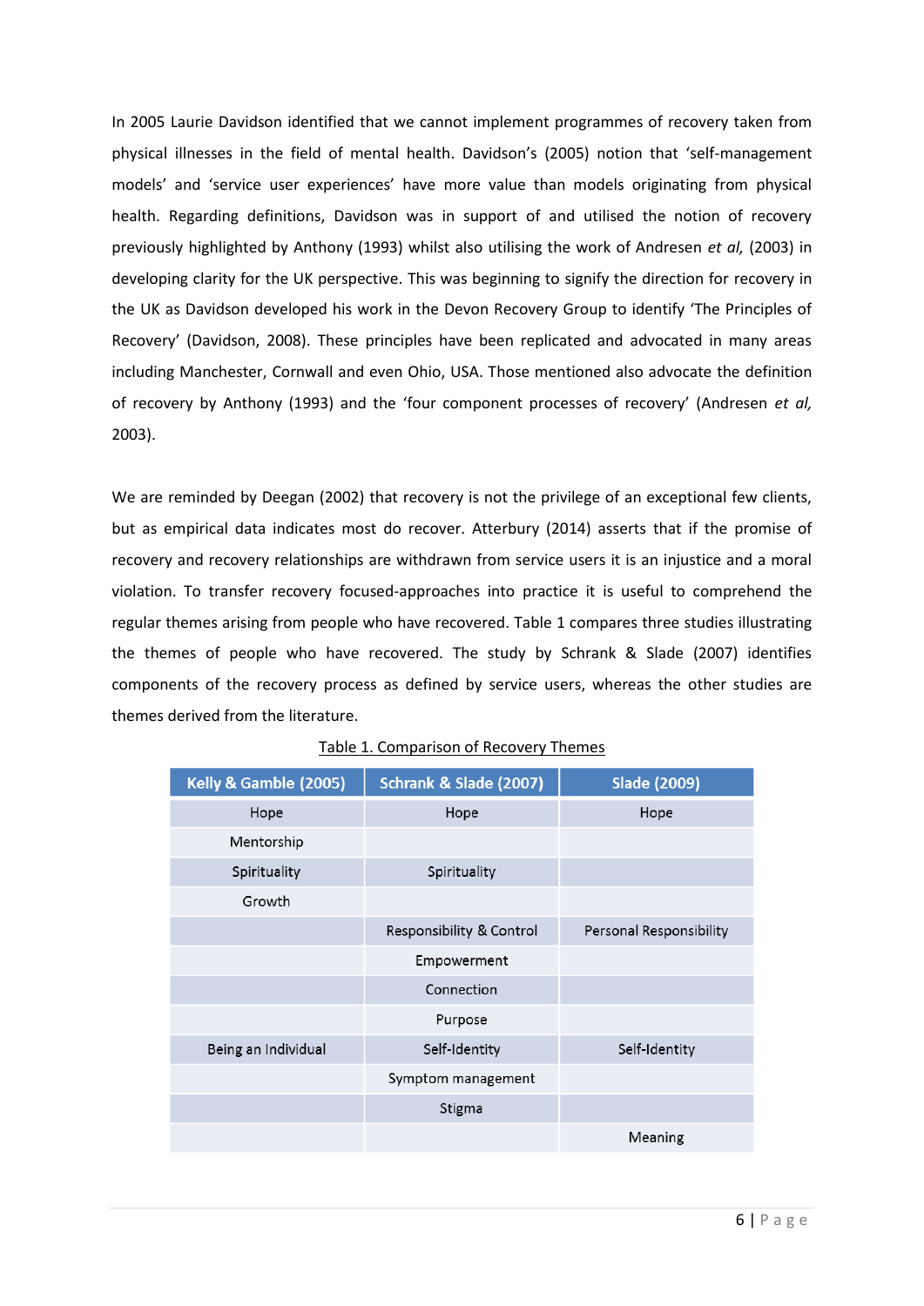In 2005 Laurie Davidson identified that we cannot implement programmes of recovery taken from physical illnesses in the field of mental health. Davidson's (2005) notion that 'self-management models' and 'service user experiences' have more value than models originating from physical health. Regarding definitions, Davidson was in support of and utilised the notion of recovery previously highlighted by Anthony (1993) whilst also utilising the work of Andresen *et al,* (2003) in developing clarity for the UK perspective. This was beginning to signify the direction for recovery in the UK as Davidson developed his work in the Devon Recovery Group to identify 'The Principles of Recovery' (Davidson, 2008). These principles have been replicated and advocated in many areas including Manchester, Cornwall and even Ohio, USA. Those mentioned also advocate the definition of recovery by Anthony (1993) and the 'four component processes of recovery' (Andresen *et al,* 2003).

We are reminded by Deegan (2002) that recovery is not the privilege of an exceptional few clients, but as empirical data indicates most do recover. Atterbury (2014) asserts that if the promise of recovery and recovery relationships are withdrawn from service users it is an injustice and a moral violation. To transfer recovery focused-approaches into practice it is useful to comprehend the regular themes arising from people who have recovered. Table 1 compares three studies illustrating the themes of people who have recovered. The study by Schrank & Slade (2007) identifies components of the recovery process as defined by service users, whereas the other studies are themes derived from the literature.

Table 1. Comparison of Recovery Themes

| Kelly & Gamble (2005) | Schrank & Slade (2007) | Slade (2009) |
|---|---|---|
| Hope | Hope | Hope |
| Mentorship | | |
| Spirituality | Spirituality | |
| Growth | | |
| | Responsibility & Control | Personal Responsibility |
| | Empowerment | |
| | Connection | |
| | Purpose | |
| Being an Individual | Self-Identity | Self-Identity |
| | Symptom management | |
| | Stigma | |
| | | Meaning |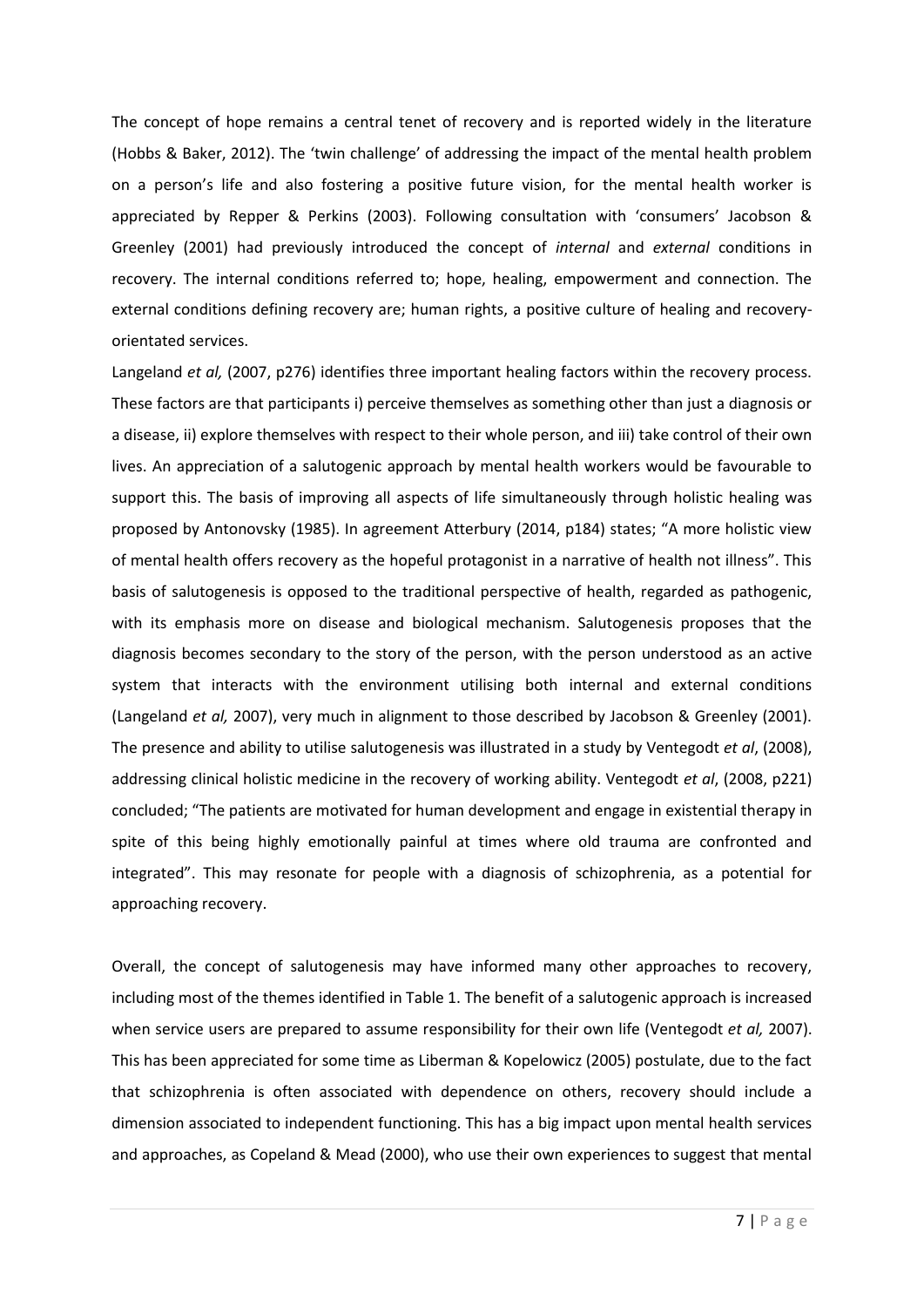The concept of hope remains a central tenet of recovery and is reported widely in the literature (Hobbs & Baker, 2012). The 'twin challenge' of addressing the impact of the mental health problem on a person's life and also fostering a positive future vision, for the mental health worker is appreciated by Repper & Perkins (2003). Following consultation with 'consumers' Jacobson & Greenley (2001) had previously introduced the concept of *internal* and *external* conditions in recovery. The internal conditions referred to; hope, healing, empowerment and connection. The external conditions defining recovery are; human rights, a positive culture of healing and recovery-orientated services.

Langeland *et al,* (2007, p276) identifies three important healing factors within the recovery process. These factors are that participants i) perceive themselves as something other than just a diagnosis or a disease, ii) explore themselves with respect to their whole person, and iii) take control of their own lives. An appreciation of a salutogenic approach by mental health workers would be favourable to support this. The basis of improving all aspects of life simultaneously through holistic healing was proposed by Antonovsky (1985). In agreement Atterbury (2014, p184) states; "A more holistic view of mental health offers recovery as the hopeful protagonist in a narrative of health not illness". This basis of salutogenesis is opposed to the traditional perspective of health, regarded as pathogenic, with its emphasis more on disease and biological mechanism. Salutogenesis proposes that the diagnosis becomes secondary to the story of the person, with the person understood as an active system that interacts with the environment utilising both internal and external conditions (Langeland *et al,* 2007), very much in alignment to those described by Jacobson & Greenley (2001). The presence and ability to utilise salutogenesis was illustrated in a study by Ventegodt *et al*, (2008), addressing clinical holistic medicine in the recovery of working ability. Ventegodt *et al*, (2008, p221) concluded; "The patients are motivated for human development and engage in existential therapy in spite of this being highly emotionally painful at times where old trauma are confronted and integrated". This may resonate for people with a diagnosis of schizophrenia, as a potential for approaching recovery.

Overall, the concept of salutogenesis may have informed many other approaches to recovery, including most of the themes identified in Table 1. The benefit of a salutogenic approach is increased when service users are prepared to assume responsibility for their own life (Ventegodt *et al,* 2007). This has been appreciated for some time as Liberman & Kopelowicz (2005) postulate, due to the fact that schizophrenia is often associated with dependence on others, recovery should include a dimension associated to independent functioning. This has a big impact upon mental health services and approaches, as Copeland & Mead (2000), who use their own experiences to suggest that mental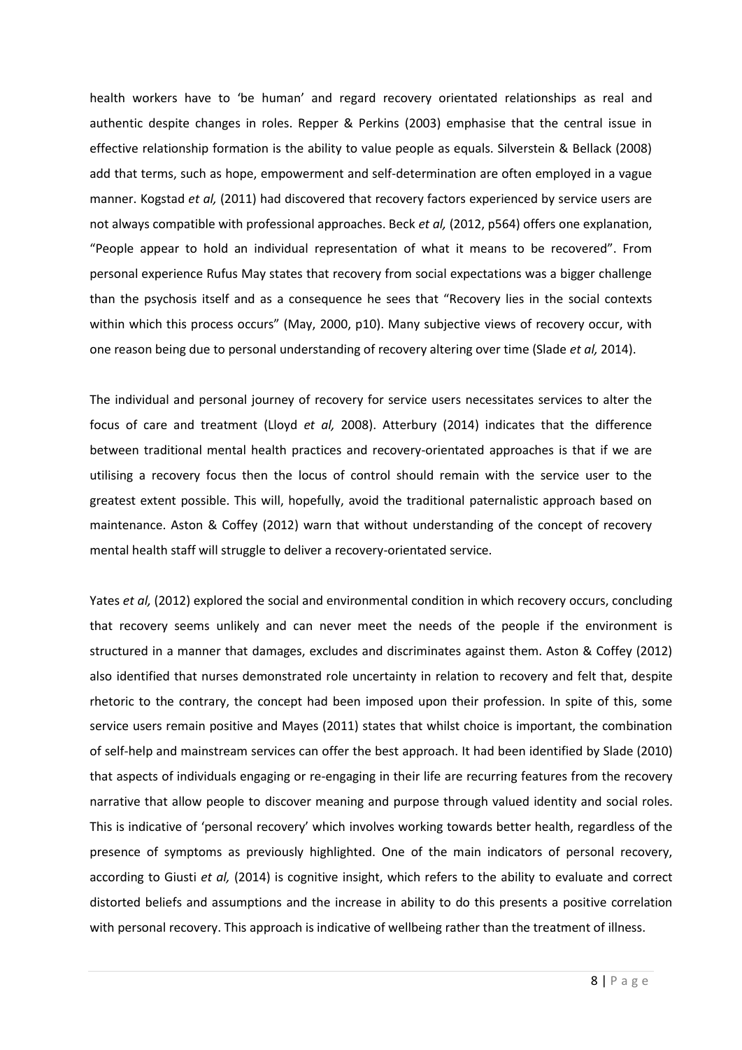health workers have to 'be human' and regard recovery orientated relationships as real and authentic despite changes in roles. Repper & Perkins (2003) emphasise that the central issue in effective relationship formation is the ability to value people as equals. Silverstein & Bellack (2008) add that terms, such as hope, empowerment and self-determination are often employed in a vague manner. Kogstad *et al,* (2011) had discovered that recovery factors experienced by service users are not always compatible with professional approaches. Beck *et al,* (2012, p564) offers one explanation, "People appear to hold an individual representation of what it means to be recovered". From personal experience Rufus May states that recovery from social expectations was a bigger challenge than the psychosis itself and as a consequence he sees that "Recovery lies in the social contexts within which this process occurs" (May, 2000, p10). Many subjective views of recovery occur, with one reason being due to personal understanding of recovery altering over time (Slade *et al,* 2014).

The individual and personal journey of recovery for service users necessitates services to alter the focus of care and treatment (Lloyd *et al,* 2008). Atterbury (2014) indicates that the difference between traditional mental health practices and recovery-orientated approaches is that if we are utilising a recovery focus then the locus of control should remain with the service user to the greatest extent possible. This will, hopefully, avoid the traditional paternalistic approach based on maintenance. Aston & Coffey (2012) warn that without understanding of the concept of recovery mental health staff will struggle to deliver a recovery-orientated service.

Yates *et al,* (2012) explored the social and environmental condition in which recovery occurs, concluding that recovery seems unlikely and can never meet the needs of the people if the environment is structured in a manner that damages, excludes and discriminates against them. Aston & Coffey (2012) also identified that nurses demonstrated role uncertainty in relation to recovery and felt that, despite rhetoric to the contrary, the concept had been imposed upon their profession. In spite of this, some service users remain positive and Mayes (2011) states that whilst choice is important, the combination of self-help and mainstream services can offer the best approach. It had been identified by Slade (2010) that aspects of individuals engaging or re-engaging in their life are recurring features from the recovery narrative that allow people to discover meaning and purpose through valued identity and social roles. This is indicative of 'personal recovery' which involves working towards better health, regardless of the presence of symptoms as previously highlighted. One of the main indicators of personal recovery, according to Giusti *et al,* (2014) is cognitive insight, which refers to the ability to evaluate and correct distorted beliefs and assumptions and the increase in ability to do this presents a positive correlation with personal recovery. This approach is indicative of wellbeing rather than the treatment of illness.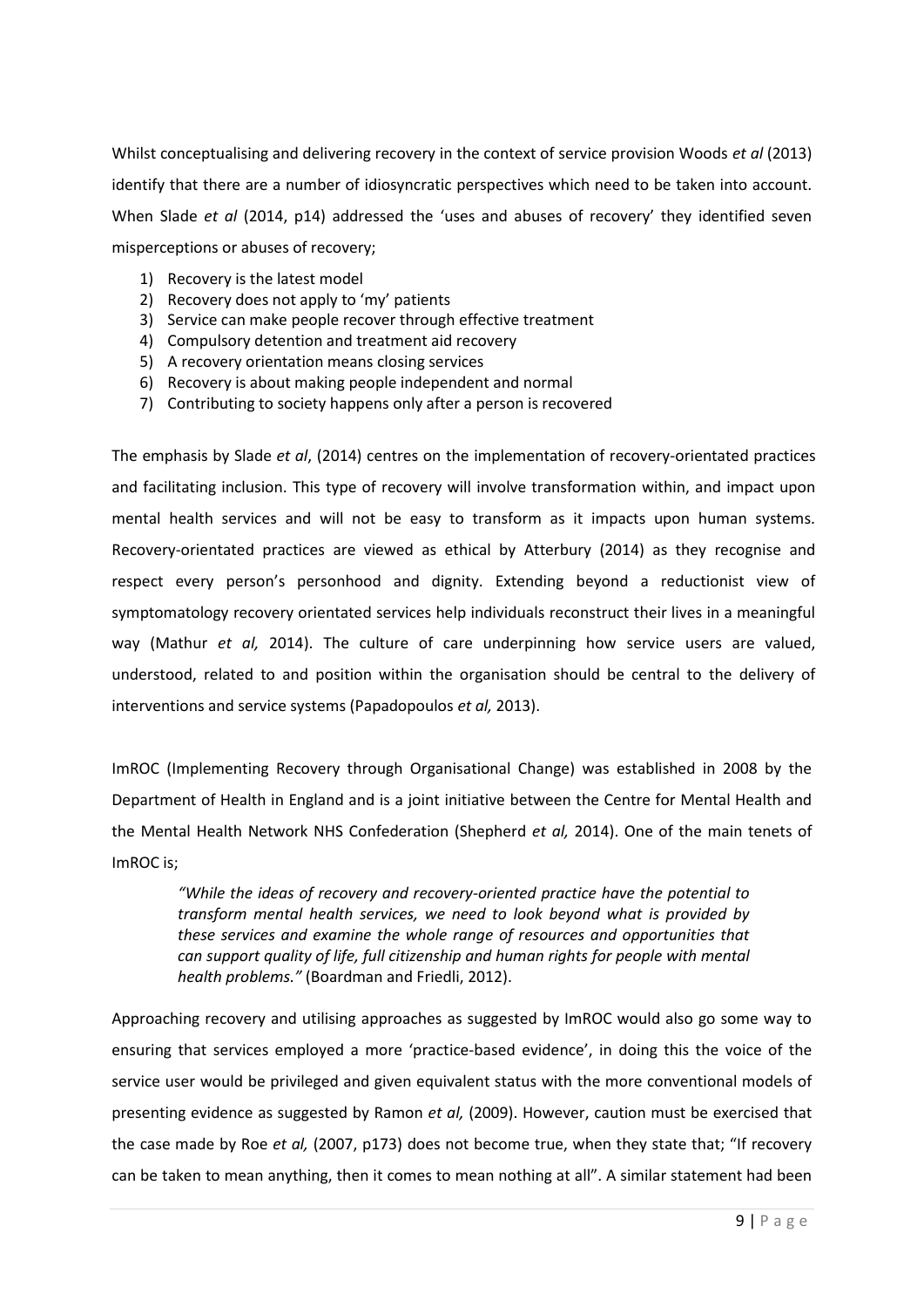Whilst conceptualising and delivering recovery in the context of service provision Woods *et al* (2013) identify that there are a number of idiosyncratic perspectives which need to be taken into account. When Slade *et al* (2014, p14) addressed the 'uses and abuses of recovery' they identified seven misperceptions or abuses of recovery;

1) Recovery is the latest model
2) Recovery does not apply to 'my' patients
3) Service can make people recover through effective treatment
4) Compulsory detention and treatment aid recovery
5) A recovery orientation means closing services
6) Recovery is about making people independent and normal
7) Contributing to society happens only after a person is recovered

The emphasis by Slade *et al*, (2014) centres on the implementation of recovery-orientated practices and facilitating inclusion. This type of recovery will involve transformation within, and impact upon mental health services and will not be easy to transform as it impacts upon human systems. Recovery-orientated practices are viewed as ethical by Atterbury (2014) as they recognise and respect every person's personhood and dignity. Extending beyond a reductionist view of symptomatology recovery orientated services help individuals reconstruct their lives in a meaningful way (Mathur *et al,* 2014). The culture of care underpinning how service users are valued, understood, related to and position within the organisation should be central to the delivery of interventions and service systems (Papadopoulos *et al,* 2013).

ImROC (Implementing Recovery through Organisational Change) was established in 2008 by the Department of Health in England and is a joint initiative between the Centre for Mental Health and the Mental Health Network NHS Confederation (Shepherd *et al,* 2014). One of the main tenets of ImROC is;

> *"While the ideas of recovery and recovery-oriented practice have the potential to transform mental health services, we need to look beyond what is provided by these services and examine the whole range of resources and opportunities that can support quality of life, full citizenship and human rights for people with mental health problems."* (Boardman and Friedli, 2012).

Approaching recovery and utilising approaches as suggested by ImROC would also go some way to ensuring that services employed a more 'practice-based evidence', in doing this the voice of the service user would be privileged and given equivalent status with the more conventional models of presenting evidence as suggested by Ramon *et al,* (2009). However, caution must be exercised that the case made by Roe *et al,* (2007, p173) does not become true, when they state that; "If recovery can be taken to mean anything, then it comes to mean nothing at all". A similar statement had been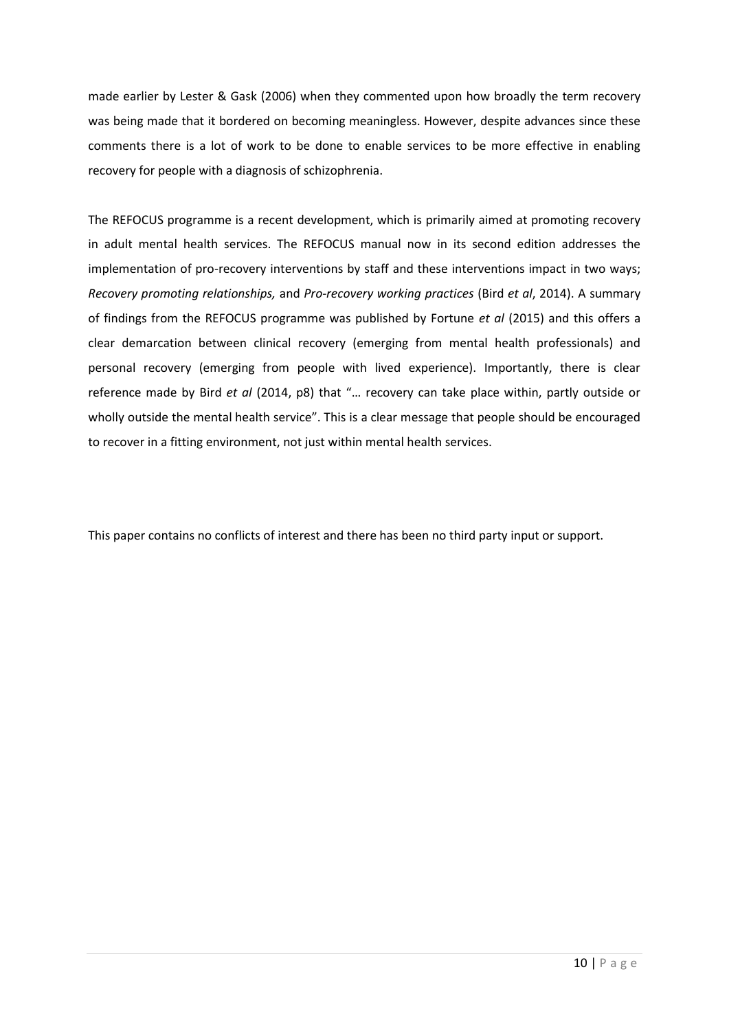made earlier by Lester & Gask (2006) when they commented upon how broadly the term recovery was being made that it bordered on becoming meaningless. However, despite advances since these comments there is a lot of work to be done to enable services to be more effective in enabling recovery for people with a diagnosis of schizophrenia.

The REFOCUS programme is a recent development, which is primarily aimed at promoting recovery in adult mental health services. The REFOCUS manual now in its second edition addresses the implementation of pro-recovery interventions by staff and these interventions impact in two ways; *Recovery promoting relationships,* and *Pro-recovery working practices* (Bird *et al*, 2014). A summary of findings from the REFOCUS programme was published by Fortune *et al* (2015) and this offers a clear demarcation between clinical recovery (emerging from mental health professionals) and personal recovery (emerging from people with lived experience). Importantly, there is clear reference made by Bird *et al* (2014, p8) that "… recovery can take place within, partly outside or wholly outside the mental health service". This is a clear message that people should be encouraged to recover in a fitting environment, not just within mental health services.

This paper contains no conflicts of interest and there has been no third party input or support.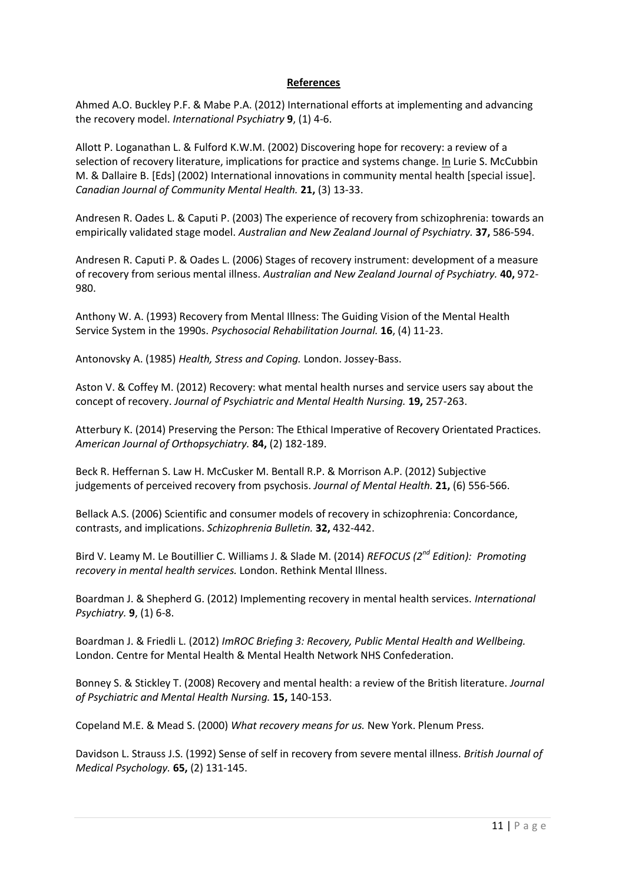## References

Ahmed A.O. Buckley P.F. & Mabe P.A. (2012) International efforts at implementing and advancing the recovery model. *International Psychiatry* **9**, (1) 4-6.

Allott P. Loganathan L. & Fulford K.W.M. (2002) Discovering hope for recovery: a review of a selection of recovery literature, implications for practice and systems change. In Lurie S. McCubbin M. & Dallaire B. [Eds] (2002) International innovations in community mental health [special issue]. *Canadian Journal of Community Mental Health.* **21,** (3) 13-33.

Andresen R. Oades L. & Caputi P. (2003) The experience of recovery from schizophrenia: towards an empirically validated stage model. *Australian and New Zealand Journal of Psychiatry.* **37,** 586-594.

Andresen R. Caputi P. & Oades L. (2006) Stages of recovery instrument: development of a measure of recovery from serious mental illness. *Australian and New Zealand Journal of Psychiatry.* **40,** 972-980.

Anthony W. A. (1993) Recovery from Mental Illness: The Guiding Vision of the Mental Health Service System in the 1990s. *Psychosocial Rehabilitation Journal.* **16**, (4) 11-23.

Antonovsky A. (1985) *Health, Stress and Coping.* London. Jossey-Bass.

Aston V. & Coffey M. (2012) Recovery: what mental health nurses and service users say about the concept of recovery. *Journal of Psychiatric and Mental Health Nursing.* **19,** 257-263.

Atterbury K. (2014) Preserving the Person: The Ethical Imperative of Recovery Orientated Practices. *American Journal of Orthopsychiatry.* **84,** (2) 182-189.

Beck R. Heffernan S. Law H. McCusker M. Bentall R.P. & Morrison A.P. (2012) Subjective judgements of perceived recovery from psychosis. *Journal of Mental Health.* **21,** (6) 556-566.

Bellack A.S. (2006) Scientific and consumer models of recovery in schizophrenia: Concordance, contrasts, and implications. *Schizophrenia Bulletin.* **32,** 432-442.

Bird V. Leamy M. Le Boutillier C. Williams J. & Slade M. (2014) *REFOCUS (2nd Edition): Promoting recovery in mental health services.* London. Rethink Mental Illness.

Boardman J. & Shepherd G. (2012) Implementing recovery in mental health services. *International Psychiatry.* **9**, (1) 6-8.

Boardman J. & Friedli L. (2012) *ImROC Briefing 3: Recovery, Public Mental Health and Wellbeing.* London. Centre for Mental Health & Mental Health Network NHS Confederation.

Bonney S. & Stickley T. (2008) Recovery and mental health: a review of the British literature. *Journal of Psychiatric and Mental Health Nursing.* **15,** 140-153.

Copeland M.E. & Mead S. (2000) *What recovery means for us.* New York. Plenum Press.

Davidson L. Strauss J.S. (1992) Sense of self in recovery from severe mental illness. *British Journal of Medical Psychology.* **65,** (2) 131-145.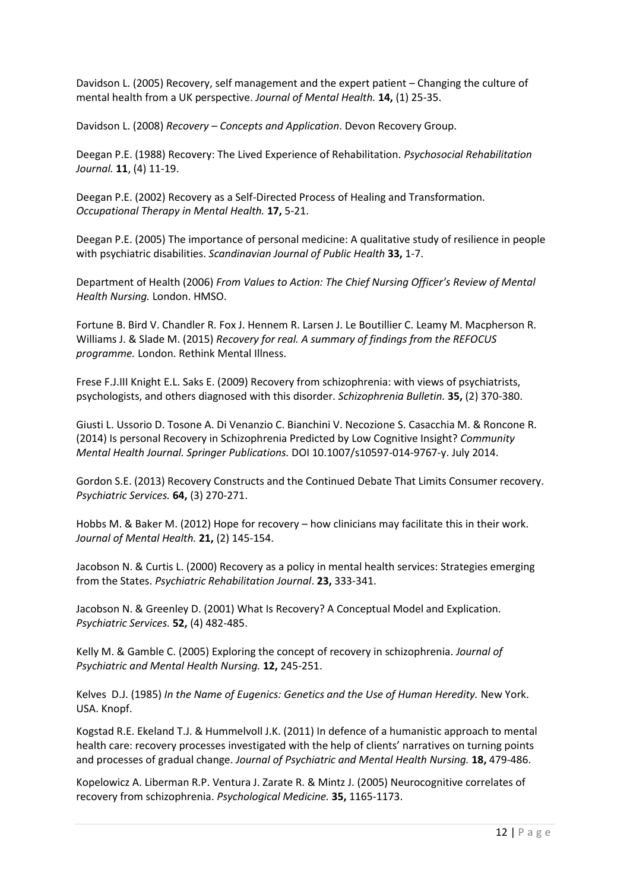Davidson L. (2005) Recovery, self management and the expert patient – Changing the culture of mental health from a UK perspective. *Journal of Mental Health.* **14,** (1) 25-35.

Davidson L. (2008) *Recovery – Concepts and Application*. Devon Recovery Group.

Deegan P.E. (1988) Recovery: The Lived Experience of Rehabilitation. *Psychosocial Rehabilitation Journal.* **11**, (4) 11-19.

Deegan P.E. (2002) Recovery as a Self-Directed Process of Healing and Transformation. *Occupational Therapy in Mental Health.* **17,** 5-21.

Deegan P.E. (2005) The importance of personal medicine: A qualitative study of resilience in people with psychiatric disabilities. *Scandinavian Journal of Public Health* **33,** 1-7.

Department of Health (2006) *From Values to Action: The Chief Nursing Officer's Review of Mental Health Nursing.* London. HMSO.

Fortune B. Bird V. Chandler R. Fox J. Hennem R. Larsen J. Le Boutillier C. Leamy M. Macpherson R. Williams J. & Slade M. (2015) *Recovery for real. A summary of findings from the REFOCUS programme.* London. Rethink Mental Illness.

Frese F.J.III Knight E.L. Saks E. (2009) Recovery from schizophrenia: with views of psychiatrists, psychologists, and others diagnosed with this disorder. *Schizophrenia Bulletin.* **35,** (2) 370-380.

Giusti L. Ussorio D. Tosone A. Di Venanzio C. Bianchini V. Necozione S. Casacchia M. & Roncone R. (2014) Is personal Recovery in Schizophrenia Predicted by Low Cognitive Insight? *Community Mental Health Journal. Springer Publications.* DOI 10.1007/s10597-014-9767-y. July 2014.

Gordon S.E. (2013) Recovery Constructs and the Continued Debate That Limits Consumer recovery. *Psychiatric Services.* **64,** (3) 270-271.

Hobbs M. & Baker M. (2012) Hope for recovery – how clinicians may facilitate this in their work. *Journal of Mental Health.* **21,** (2) 145-154.

Jacobson N. & Curtis L. (2000) Recovery as a policy in mental health services: Strategies emerging from the States. *Psychiatric Rehabilitation Journal*. **23,** 333-341.

Jacobson N. & Greenley D. (2001) What Is Recovery? A Conceptual Model and Explication. *Psychiatric Services.* **52,** (4) 482-485.

Kelly M. & Gamble C. (2005) Exploring the concept of recovery in schizophrenia. *Journal of Psychiatric and Mental Health Nursing.* **12,** 245-251.

Kelves D.J. (1985) *In the Name of Eugenics: Genetics and the Use of Human Heredity.* New York. USA. Knopf.

Kogstad R.E. Ekeland T.J. & Hummelvoll J.K. (2011) In defence of a humanistic approach to mental health care: recovery processes investigated with the help of clients' narratives on turning points and processes of gradual change. *Journal of Psychiatric and Mental Health Nursing.* **18,** 479-486.

Kopelowicz A. Liberman R.P. Ventura J. Zarate R. & Mintz J. (2005) Neurocognitive correlates of recovery from schizophrenia. *Psychological Medicine.* **35,** 1165-1173.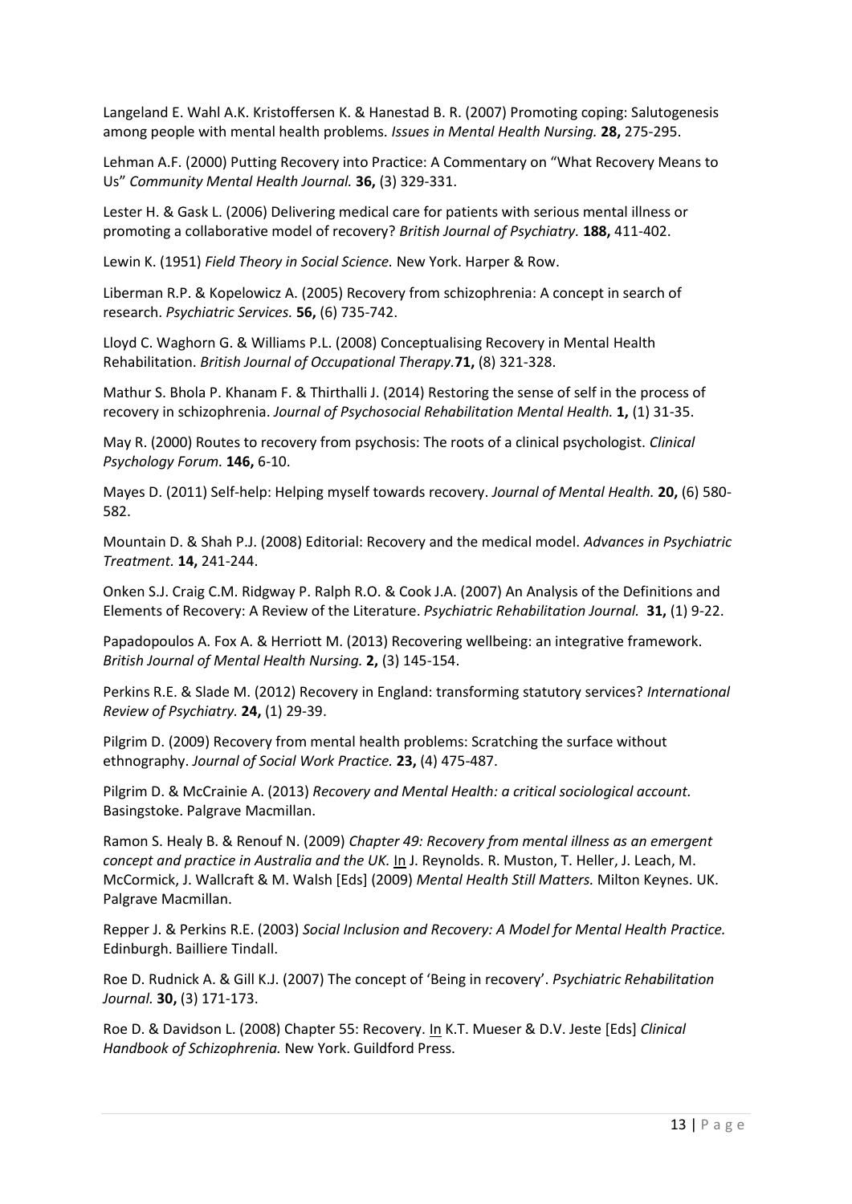Langeland E. Wahl A.K. Kristoffersen K. & Hanestad B. R. (2007) Promoting coping: Salutogenesis among people with mental health problems. *Issues in Mental Health Nursing.* **28,** 275-295.

Lehman A.F. (2000) Putting Recovery into Practice: A Commentary on "What Recovery Means to Us" *Community Mental Health Journal.* **36,** (3) 329-331.

Lester H. & Gask L. (2006) Delivering medical care for patients with serious mental illness or promoting a collaborative model of recovery? *British Journal of Psychiatry.* **188,** 411-402.

Lewin K. (1951) *Field Theory in Social Science.* New York. Harper & Row.

Liberman R.P. & Kopelowicz A. (2005) Recovery from schizophrenia: A concept in search of research. *Psychiatric Services.* **56,** (6) 735-742.

Lloyd C. Waghorn G. & Williams P.L. (2008) Conceptualising Recovery in Mental Health Rehabilitation. *British Journal of Occupational Therapy.***71,** (8) 321-328.

Mathur S. Bhola P. Khanam F. & Thirthalli J. (2014) Restoring the sense of self in the process of recovery in schizophrenia. *Journal of Psychosocial Rehabilitation Mental Health.* **1,** (1) 31-35.

May R. (2000) Routes to recovery from psychosis: The roots of a clinical psychologist. *Clinical Psychology Forum.* **146,** 6-10.

Mayes D. (2011) Self-help: Helping myself towards recovery. *Journal of Mental Health.* **20,** (6) 580-582.

Mountain D. & Shah P.J. (2008) Editorial: Recovery and the medical model. *Advances in Psychiatric Treatment.* **14,** 241-244.

Onken S.J. Craig C.M. Ridgway P. Ralph R.O. & Cook J.A. (2007) An Analysis of the Definitions and Elements of Recovery: A Review of the Literature. *Psychiatric Rehabilitation Journal.* **31,** (1) 9-22.

Papadopoulos A. Fox A. & Herriott M. (2013) Recovering wellbeing: an integrative framework. *British Journal of Mental Health Nursing.* **2,** (3) 145-154.

Perkins R.E. & Slade M. (2012) Recovery in England: transforming statutory services? *International Review of Psychiatry.* **24,** (1) 29-39.

Pilgrim D. (2009) Recovery from mental health problems: Scratching the surface without ethnography. *Journal of Social Work Practice.* **23,** (4) 475-487.

Pilgrim D. & McCrainie A. (2013) *Recovery and Mental Health: a critical sociological account.* Basingstoke. Palgrave Macmillan.

Ramon S. Healy B. & Renouf N. (2009) *Chapter 49: Recovery from mental illness as an emergent concept and practice in Australia and the UK.* In J. Reynolds. R. Muston, T. Heller, J. Leach, M. McCormick, J. Wallcraft & M. Walsh [Eds] (2009) *Mental Health Still Matters.* Milton Keynes. UK. Palgrave Macmillan.

Repper J. & Perkins R.E. (2003) *Social Inclusion and Recovery: A Model for Mental Health Practice.* Edinburgh. Bailliere Tindall.

Roe D. Rudnick A. & Gill K.J. (2007) The concept of 'Being in recovery'. *Psychiatric Rehabilitation Journal.* **30,** (3) 171-173.

Roe D. & Davidson L. (2008) Chapter 55: Recovery. In K.T. Mueser & D.V. Jeste [Eds] *Clinical Handbook of Schizophrenia.* New York. Guildford Press.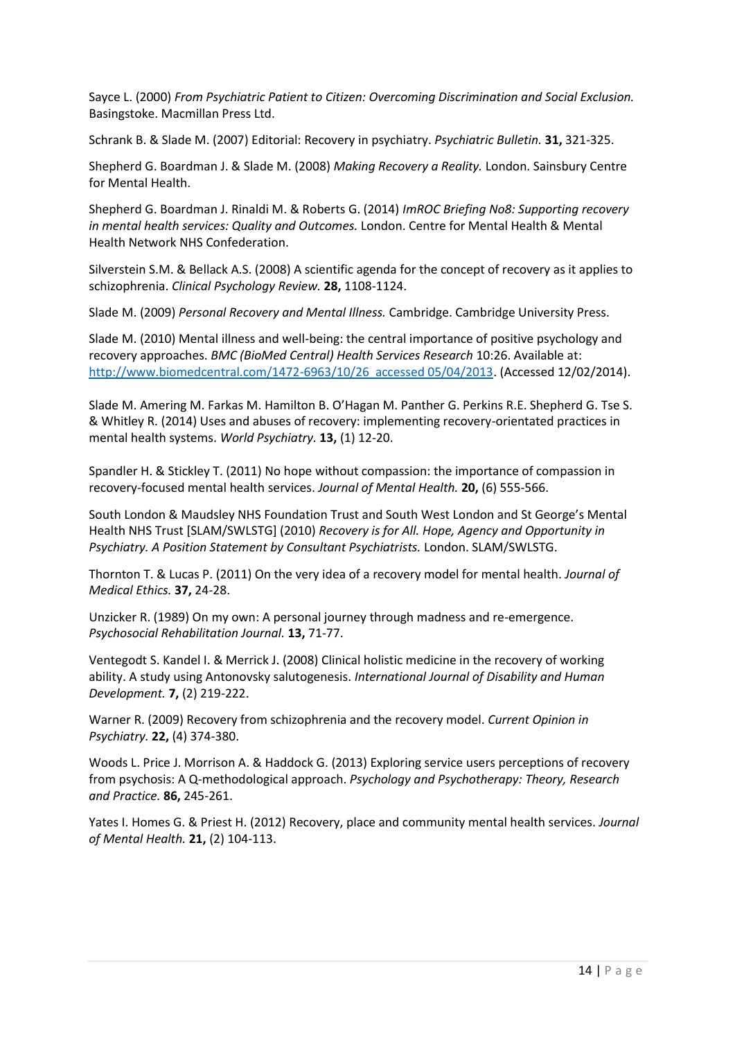Sayce L. (2000) *From Psychiatric Patient to Citizen: Overcoming Discrimination and Social Exclusion.* Basingstoke. Macmillan Press Ltd.

Schrank B. & Slade M. (2007) Editorial: Recovery in psychiatry. *Psychiatric Bulletin.* **31,** 321-325.

Shepherd G. Boardman J. & Slade M. (2008) *Making Recovery a Reality.* London. Sainsbury Centre for Mental Health.

Shepherd G. Boardman J. Rinaldi M. & Roberts G. (2014) *ImROC Briefing No8: Supporting recovery in mental health services: Quality and Outcomes.* London. Centre for Mental Health & Mental Health Network NHS Confederation.

Silverstein S.M. & Bellack A.S. (2008) A scientific agenda for the concept of recovery as it applies to schizophrenia. *Clinical Psychology Review.* **28,** 1108-1124.

Slade M. (2009) *Personal Recovery and Mental Illness.* Cambridge. Cambridge University Press.

Slade M. (2010) Mental illness and well-being: the central importance of positive psychology and recovery approaches. *BMC (BioMed Central) Health Services Research* 10:26. Available at: [http://www.biomedcentral.com/1472-6963/10/26 accessed 05/04/2013](http://www.biomedcentral.com/1472-6963/10/26). (Accessed 12/02/2014).

Slade M. Amering M. Farkas M. Hamilton B. O'Hagan M. Panther G. Perkins R.E. Shepherd G. Tse S. & Whitley R. (2014) Uses and abuses of recovery: implementing recovery-orientated practices in mental health systems. *World Psychiatry.* **13,** (1) 12-20.

Spandler H. & Stickley T. (2011) No hope without compassion: the importance of compassion in recovery-focused mental health services. *Journal of Mental Health.* **20,** (6) 555-566.

South London & Maudsley NHS Foundation Trust and South West London and St George's Mental Health NHS Trust [SLAM/SWLSTG] (2010) *Recovery is for All. Hope, Agency and Opportunity in Psychiatry. A Position Statement by Consultant Psychiatrists.* London. SLAM/SWLSTG.

Thornton T. & Lucas P. (2011) On the very idea of a recovery model for mental health. *Journal of Medical Ethics.* **37,** 24-28.

Unzicker R. (1989) On my own: A personal journey through madness and re-emergence. *Psychosocial Rehabilitation Journal.* **13,** 71-77.

Ventegodt S. Kandel I. & Merrick J. (2008) Clinical holistic medicine in the recovery of working ability. A study using Antonovsky salutogenesis. *International Journal of Disability and Human Development.* **7,** (2) 219-222.

Warner R. (2009) Recovery from schizophrenia and the recovery model. *Current Opinion in Psychiatry.* **22,** (4) 374-380.

Woods L. Price J. Morrison A. & Haddock G. (2013) Exploring service users perceptions of recovery from psychosis: A Q-methodological approach. *Psychology and Psychotherapy: Theory, Research and Practice.* **86,** 245-261.

Yates I. Homes G. & Priest H. (2012) Recovery, place and community mental health services. *Journal of Mental Health.* **21,** (2) 104-113.